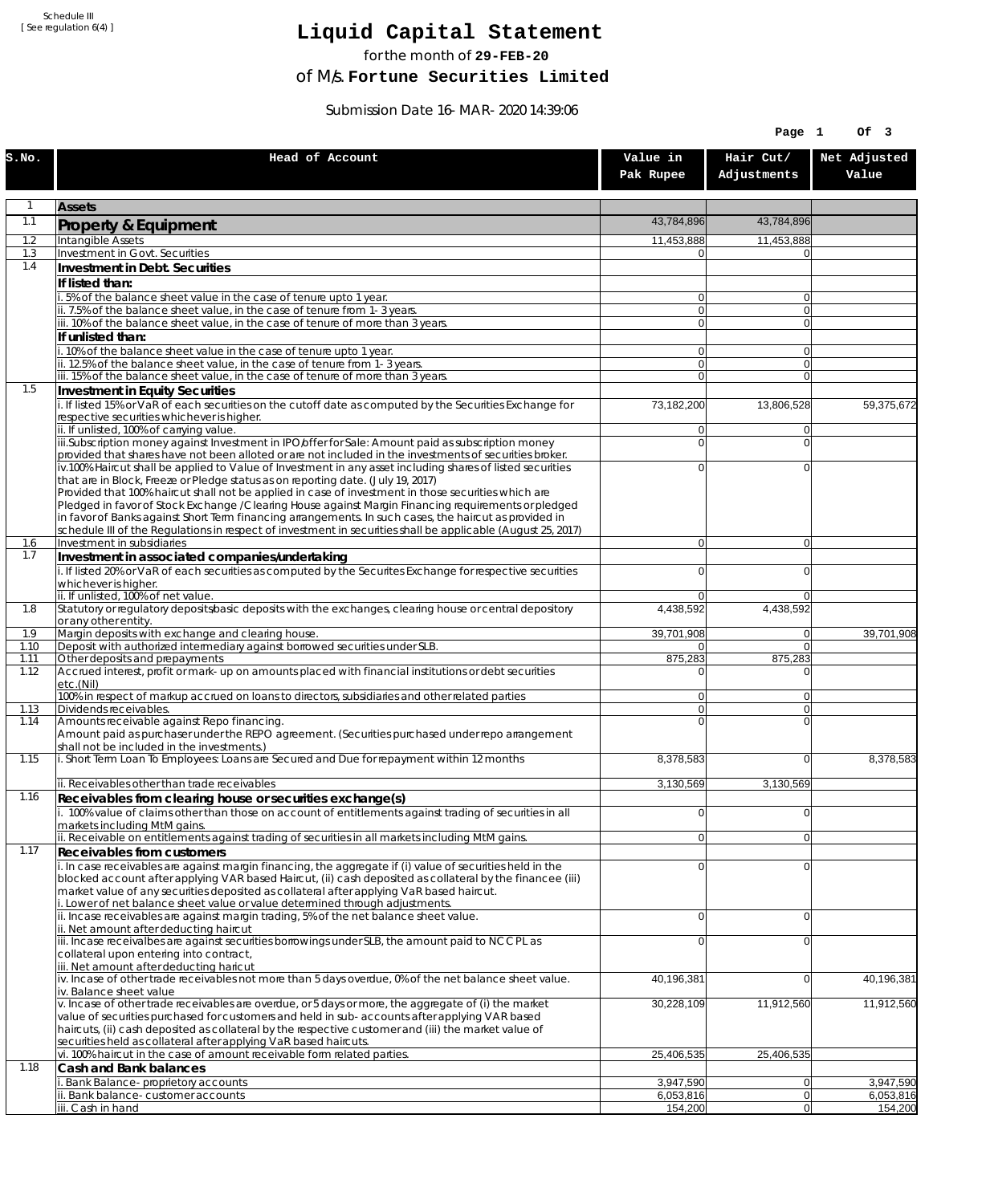Schedule III
[ See regulation 6(4) ]

# Liquid Capital Statement

for the month of **29-FEB-20**

of M/s. **Fortune Securities Limited**

Submission Date 16-MAR-2020 14:39:06

| S.No. | Head of Account | Value in Pak Rupee | Hair Cut/ Adjustments | Net Adjusted Value |
|---|---|---|---|---|
| 1 | **Assets** | | | |
| 1.1 | **Property & Equipment** | 43,784,896 | 43,784,896 | |
| 1.2 | Intangible Assets | 11,453,888 | 11,453,888 | |
| 1.3 | Investment in Govt. Securities | 0 | 0 | |
| 1.4 | **Investment in Debt. Securities** | | | |
| | **If listed than:** | | | |
| | i. 5% of the balance sheet value in the case of tenure upto 1 year. | 0 | 0 | |
| | ii. 7.5% of the balance sheet value, in the case of tenure from 1-3 years. | 0 | 0 | |
| | iii. 10% of the balance sheet value, in the case of tenure of more than 3 years. | 0 | 0 | |
| | **If unlisted than:** | | | |
| | i. 10% of the balance sheet value in the case of tenure upto 1 year. | 0 | 0 | |
| | ii. 12.5% of the balance sheet value, in the case of tenure from 1-3 years. | 0 | 0 | |
| | iii. 15% of the balance sheet value, in the case of tenure of more than 3 years. | 0 | 0 | |
| 1.5 | **Investment in Equity Securities** | | | |
| | i. If listed 15% or VaR of each securities on the cutoff date as computed by the Securities Exchange for respective securities whichever is higher. | 73,182,200 | 13,806,528 | 59,375,672 |
| | ii. If unlisted, 100% of carrying value. | 0 | 0 | |
| | iii.Subscription money against Investment in IPO/offer for Sale: Amount paid as subscription money provided that shares have not been alloted or are not included in the investments of securities broker. | 0 | 0 | |
| | iv.100% Haircut shall be applied to Value of Investment in any asset including shares of listed securities that are in Block, Freeze or Pledge status as on reporting date. (July 19, 2017) Provided that 100% haircut shall not be applied in case of investment in those securities which are Pledged in favor of Stock Exchange / Clearing House against Margin Financing requirements or pledged in favor of Banks against Short Term financing arrangements. In such cases, the haircut as provided in schedule III of the Regulations in respect of investment in securities shall be applicable (August 25, 2017) | 0 | 0 | |
| 1.6 | Investment in subsidiaries | 0 | 0 | |
| 1.7 | **Investment in associated companies/undertaking** | | | |
| | i. If listed 20% or VaR of each securities as computed by the Securites Exchange for respective securities whichever is higher. | 0 | 0 | |
| | ii. If unlisted, 100% of net value. | 0 | 0 | |
| 1.8 | Statutory or regulatory deposits/basic deposits with the exchanges, clearing house or central depository or any other entity. | 4,438,592 | 4,438,592 | |
| 1.9 | Margin deposits with exchange and clearing house. | 39,701,908 | 0 | 39,701,908 |
| 1.10 | Deposit with authorized intermediary against borrowed securities under SLB. | 0 | 0 | |
| 1.11 | Other deposits and prepayments | 875,283 | 875,283 | |
| 1.12 | Accrued interest, profit or mark-up on amounts placed with financial institutions or debt securities etc.(Nil) | 0 | 0 | |
| | 100% in respect of markup accrued on loans to directors, subsidiaries and other related parties | 0 | 0 | |
| 1.13 | Dividends receivables. | 0 | 0 | |
| 1.14 | Amounts receivable against Repo financing. Amount paid as purchaser under the REPO agreement. (Securities purchased under repo arrangement shall not be included in the investments.) | 0 | 0 | |
| 1.15 | i. Short Term Loan To Employees: Loans are Secured and Due for repayment within 12 months | 8,378,583 | 0 | 8,378,583 |
| | ii. Receivables other than trade receivables | 3,130,569 | 3,130,569 | |
| 1.16 | **Receivables from clearing house or securities exchange(s)** | | | |
| | i. 100% value of claims other than those on account of entitlements against trading of securities in all markets including MtM gains. | 0 | 0 | |
| | ii. Receivable on entitlements against trading of securities in all markets including MtM gains. | 0 | 0 | |
| 1.17 | **Receivables from customers** | | | |
| | i. In case receivables are against margin financing, the aggregate if (i) value of securities held in the blocked account after applying VAR based Haircut, (ii) cash deposited as collateral by the financee (iii) market value of any securities deposited as collateral after applying VaR based haircut. i. Lower of net balance sheet value or value determined through adjustments. | 0 | 0 | |
| | ii. Incase receivables are against margin trading, 5% of the net balance sheet value. ii. Net amount after deducting haircut | 0 | 0 | |
| | iii. Incase receivalbes are against securities borrowings under SLB, the amount paid to NCCPL as collateral upon entering into contract, iii. Net amount after deducting haricut | 0 | 0 | |
| | iv. Incase of other trade receivables not more than 5 days overdue, 0% of the net balance sheet value. iv. Balance sheet value | 40,196,381 | 0 | 40,196,381 |
| | v. Incase of other trade receivables are overdue, or 5 days or more, the aggregate of (i) the market value of securities purchased for customers and held in sub-accounts after applying VAR based haircuts, (ii) cash deposited as collateral by the respective customer and (iii) the market value of securities held as collateral after applying VaR based haircuts. | 30,228,109 | 11,912,560 | 11,912,560 |
| | vi. 100% haircut in the case of amount receivable form related parties. | 25,406,535 | 25,406,535 | |
| 1.18 | **Cash and Bank balances** | | | |
| | i. Bank Balance-proprietory accounts | 3,947,590 | 0 | 3,947,590 |
| | ii. Bank balance-customer accounts | 6,053,816 | 0 | 6,053,816 |
| | iii. Cash in hand | 154,200 | 0 | 154,200 |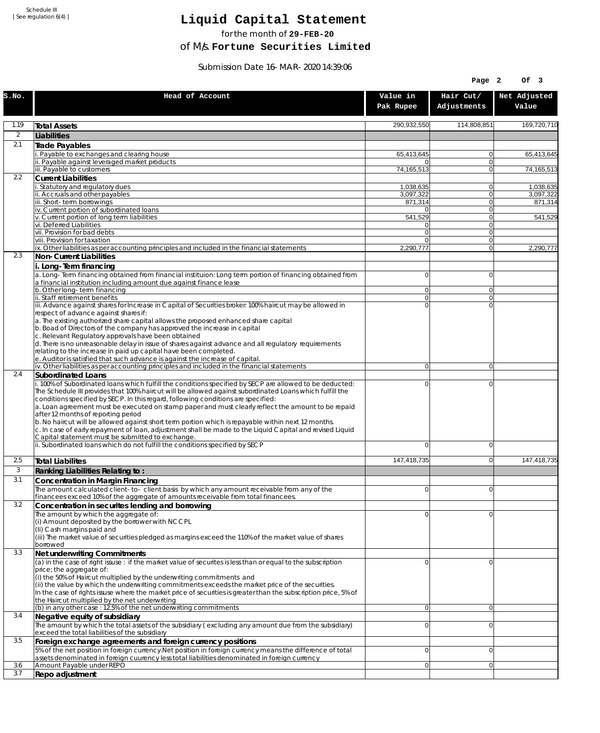Schedule III
[ See regulation 6(4) ]

# Liquid Capital Statement

for the month of **29-FEB-20**

of M/s. **Fortune Securities Limited**

Submission Date 16-MAR-2020 14:39:06

| S.No. | Head of Account | Value in Pak Rupee | Hair Cut/ Adjustments | Net Adjusted Value |
|---|---|---|---|---|
| 1.19 | **Total Assets** | 290,932,550 | 114,808,851 | 169,720,710 |
| 2 | **Liabilities** | | | |
| 2.1 | **Trade Payables** | | | |
| | i. Payable to exchanges and clearing house | 65,413,645 | 0 | 65,413,645 |
| | ii. Payable against leveraged market products | 0 | 0 | |
| | iii. Payable to customers | 74,165,513 | 0 | 74,165,513 |
| 2.2 | **Current Liabilities** | | | |
| | i. Statutory and regulatory dues | 1,038,635 | 0 | 1,038,635 |
| | ii. Accruals and other payables | 3,097,322 | 0 | 3,097,322 |
| | iii. Short-term borrowings | 871,314 | 0 | 871,314 |
| | iv. Current portion of subordinated loans | 0 | 0 | |
| | v. Current portion of long term liabilities | 541,529 | 0 | 541,529 |
| | vi. Deferred Liabilities | 0 | 0 | |
| | vii. Provision for bad debts | 0 | 0 | |
| | viii. Provision for taxation | 0 | 0 | |
| | ix. Other liabilities as per accounting principles and included in the financial statements | 2,290,777 | 0 | 2,290,777 |
| 2.3 | **Non-Current Liabilities** | | | |
| | **i. Long-Term financing** | | | |
| | a. Long-Term financing obtained from financial instituion: Long term portion of financing obtained from a financial institution including amount due against finance lease | 0 | 0 | |
| | b. Other long-term financing | 0 | 0 | |
| | ii. Staff retirement benefits | 0 | 0 | |
| | iii. Advance against shares for Increase in Capital of Securities broker: 100% haircut may be allowed in respect of advance against shares if:<br>a. The existing authorized share capital allows the proposed enhanced share capital<br>b. Boad of Directors of the company has approved the increase in capital<br>c. Relevant Regulatory approvals have been obtained<br>d. There is no unreasonable delay in issue of shares against advance and all regulatory requirements relating to the increase in paid up capital have been completed.<br>e. Auditor is satisfied that such advance is against the increase of capital. | 0 | 0 | |
| | iv. Other liabilities as per accounting principles and included in the financial statements | 0 | 0 | |
| 2.4 | **Subordinated Loans** | | | |
| | i. 100% of Subordinated loans which fulfill the conditions specified by SECP are allowed to be deducted: The Schedule III provides that 100% haircut will be allowed against subordinated Loans which fulfill the conditions specified by SECP. In this regard, following conditions are specified:<br>a. Loan agreement must be executed on stamp paper and must clearly reflect the amount to be repaid after 12 months of reporting period<br>b. No haircut will be allowed against short term portion which is repayable within next 12 months.<br>c. In case of early repayment of loan, adjustment shall be made to the Liquid Capital and revised Liquid Capital statement must be submitted to exchange. | 0 | 0 | |
| | ii. Subordinated loans which do not fulfill the conditions specified by SECP | 0 | 0 | |
| 2.5 | **Total Liabilites** | 147,418,735 | 0 | 147,418,735 |
| 3 | **Ranking Liabilities Relating to :** | | | |
| 3.1 | **Concentration in Margin Financing** | | | |
| | The amount calculated client-to- client basis by which any amount receivable from any of the financees exceed 10% of the aggregate of amounts receivable from total financees. | 0 | 0 | |
| 3.2 | **Concentration in securites lending and borrowing** | | | |
| | The amount by which the aggregate of:<br>(i) Amount deposited by the borrower with NCCPL<br>(Ii) Cash margins paid and<br>(iii) The market value of securities pledged as margins exceed the 110% of the market value of shares borrowed | 0 | 0 | |
| 3.3 | **Net underwriting Commitments** | | | |
| | (a) in the case of right issuse : if the market value of securites is less than or equal to the subscription price; the aggregate of:<br>(i) the 50% of Haircut multiplied by the underwriting commitments and<br>(ii) the value by which the underwriting commitments exceeds the market price of the securities.<br>In the case of rights issuse where the market price of securities is greater than the subscription price, 5% of the Haircut multiplied by the net underwriting | 0 | 0 | |
| | (b) in any other case : 12.5% of the net underwriting commitments | 0 | 0 | |
| 3.4 | **Negative equity of subsidiary** | | | |
| | The amount by which the total assets of the subsidiary ( excluding any amount due from the subsidiary) exceed the total liabilities of the subsidiary | 0 | 0 | |
| 3.5 | **Foreign exchange agreements and foreign currency positions** | | | |
| | 5% of the net position in foreign currency.Net position in foreign currency means the difference of total assets denominated in foreign cuurency less total liabilities denominated in foreign currency | 0 | 0 | |
| 3.6 | Amount Payable under REPO | 0 | 0 | |
| 3.7 | **Repo adjustment** | | | |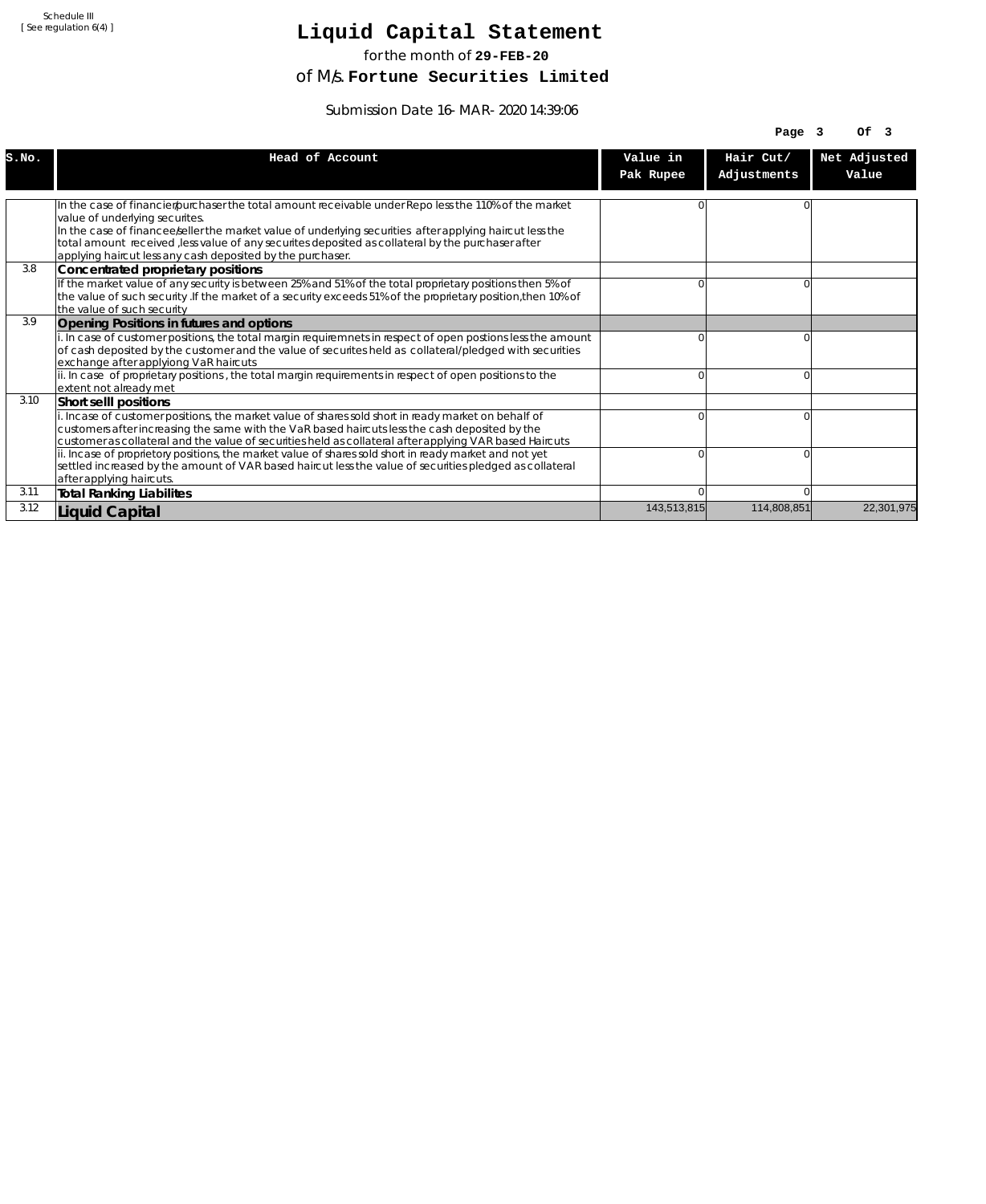Schedule III
[ See regulation 6(4) ]

# Liquid Capital Statement

for the month of **29-FEB-20**

of M/s. **Fortune Securities Limited**

Submission Date 16-MAR-2020 14:39:06

| S.No. | Head of Account | Value in Pak Rupee | Hair Cut/ Adjustments | Net Adjusted Value |
|---|---|---|---|---|
| | In the case of financier/purchaser the total amount receivable under Repo less the 110% of the market value of underlying securites.<br>In the case of financee/seller the market value of underlying securities after applying haircut less the total amount received ,less value of any securites deposited as collateral by the purchaser after applying haircut less any cash deposited by the purchaser. | 0 | 0 | |
| 3.8 | **Concentrated proprietary positions** | | | |
| | If the market value of any security is between 25% and 51% of the total proprietary positions then 5% of the value of such security .If the market of a security exceeds 51% of the proprietary position,then 10% of the value of such security | 0 | 0 | |
| 3.9 | **Opening Positions in futures and options** | | | |
| | i. In case of customer positions, the total margin requiremnets in respect of open postions less the amount of cash deposited by the customer and the value of securites held as collateral/ pledged with securities exchange after applyiong VaR haircuts | 0 | 0 | |
| | ii. In case of proprietary positions , the total margin requirements in respect of open positions to the extent not already met | 0 | 0 | |
| 3.10 | **Short selll positions** | | | |
| | i. Incase of customer positions, the market value of shares sold short in ready market on behalf of customers after increasing the same with the VaR based haircuts less the cash deposited by the customer as collateral and the value of securities held as collateral after applying VAR based Haircuts | 0 | 0 | |
| | ii. Incase of proprietory positions, the market value of shares sold short in ready market and not yet settled increased by the amount of VAR based haircut less the value of securities pledged as collateral after applying haircuts. | 0 | 0 | |
| 3.11 | **Total Ranking Liabilites** | 0 | 0 | |
| 3.12 | **Liquid Capital** | 143,513,815 | 114,808,851 | 22,301,975 |